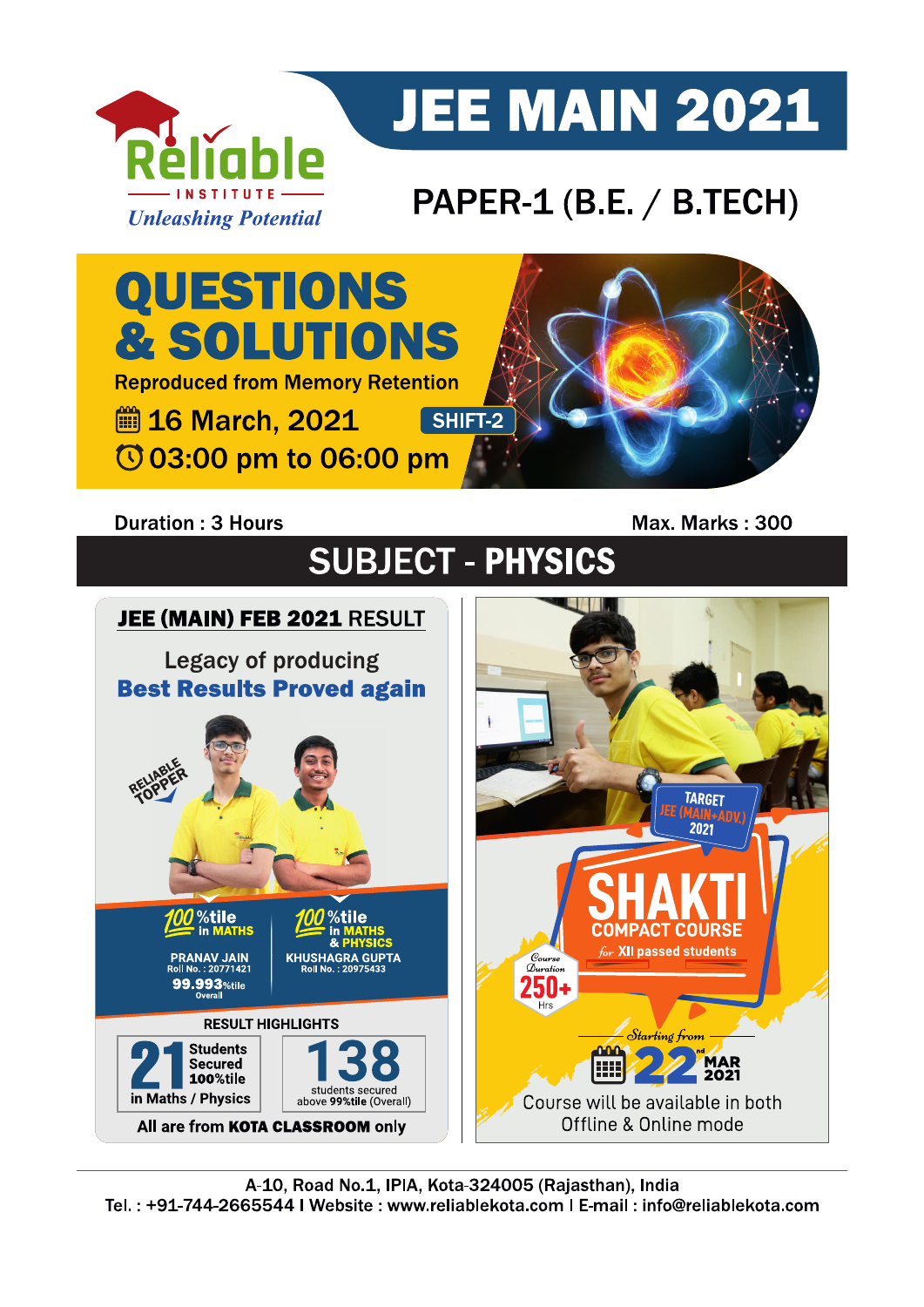# JEE MAIN 2021

## PAPER-1 (B.E. / B.TECH)

Reliable INSTITUTE
*Unleashing Potential*

# QUESTIONS & SOLUTIONS

Reproduced from Memory Retention

16 March, 2021 SHIFT-2

03:00 pm to 06:00 pm

Duration : 3 Hours | Max. Marks : 300

## SUBJECT - PHYSICS

**JEE (MAIN) FEB 2021 RESULT**

Legacy of producing
**Best Results Proved again**

RELIABLE TOPPER

100 %tile in MATHS
PRANAV JAIN
Roll No. : 20771421
99.993%tile Overall

100 %tile in MATHS & PHYSICS
KHUSHAGRA GUPTA
Roll No. : 20975433

RESULT HIGHLIGHTS

21 Students Secured 100%tile in Maths / Physics

138 students secured above 99%tile (Overall)

All are from **KOTA CLASSROOM** only

TARGET JEE (MAIN+ADV.) 2021

**SHAKTI COMPACT COURSE**
*for* XII passed students

Course Duration 250+ Hrs

*Starting from* 22nd MAR 2021

Course will be available in both Offline & Online mode

A-10, Road No.1, IPIA, Kota-324005 (Rajasthan), India
Tel. : +91-744-2665544 I Website : www.reliablekota.com I E-mail : info@reliablekota.com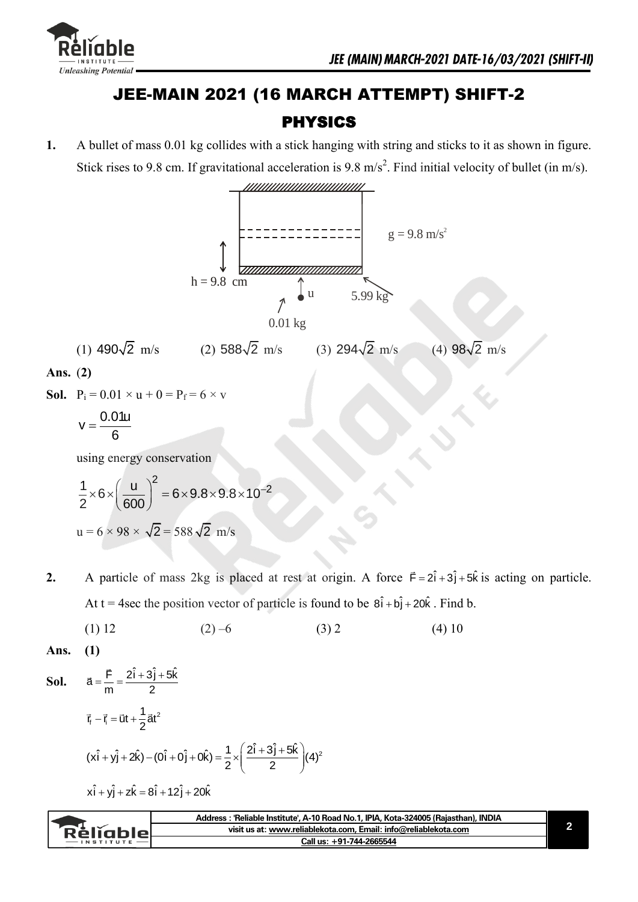# JEE-MAIN 2021 (16 MARCH ATTEMPT) SHIFT-2

## PHYSICS

**1.** A bullet of mass 0.01 kg collides with a stick hanging with string and sticks to it as shown in figure. Stick rises to 9.8 cm. If gravitational acceleration is 9.8 m/s$^2$. Find initial velocity of bullet (in m/s).

h = 9.8 cm    $g = 9.8$ m/s$^2$    u    5.99 kg    0.01 kg

(1) $490\sqrt{2}$ m/s  (2) $588\sqrt{2}$ m/s  (3) $294\sqrt{2}$ m/s  (4) $98\sqrt{2}$ m/s

**Ans.** **(2)**

**Sol.** $P_i = 0.01 \times u + 0 = P_f = 6 \times v$

$$v = \frac{0.01u}{6}$$

using energy conservation

$$\frac{1}{2} \times 6 \times \left(\frac{u}{600}\right)^2 = 6 \times 9.8 \times 9.8 \times 10^{-2}$$

$u = 6 \times 98 \times \sqrt{2} = 588\sqrt{2}$ m/s

**2.** A particle of mass 2kg is placed at rest at origin. A force $\vec{F} = 2\hat{i} + 3\hat{j} + 5\hat{k}$ is acting on particle. At t = 4sec the position vector of particle is found to be $8\hat{i} + b\hat{j} + 20\hat{k}$. Find b.

(1) 12  (2) –6  (3) 2  (4) 10

**Ans.** **(1)**

**Sol.** $\vec{a} = \frac{\vec{F}}{m} = \frac{2\hat{i} + 3\hat{j} + 5\hat{k}}{2}$

$$\vec{r}_f - \vec{r}_i = \vec{u}t + \frac{1}{2}\vec{a}t^2$$

$$(x\hat{i} + y\hat{j} + z\hat{k}) - (0\hat{i} + 0\hat{j} + 0\hat{k}) = \frac{1}{2} \times \left(\frac{2\hat{i} + 3\hat{j} + 5\hat{k}}{2}\right)(4)^2$$

$$x\hat{i} + y\hat{j} + z\hat{k} = 8\hat{i} + 12\hat{j} + 20\hat{k}$$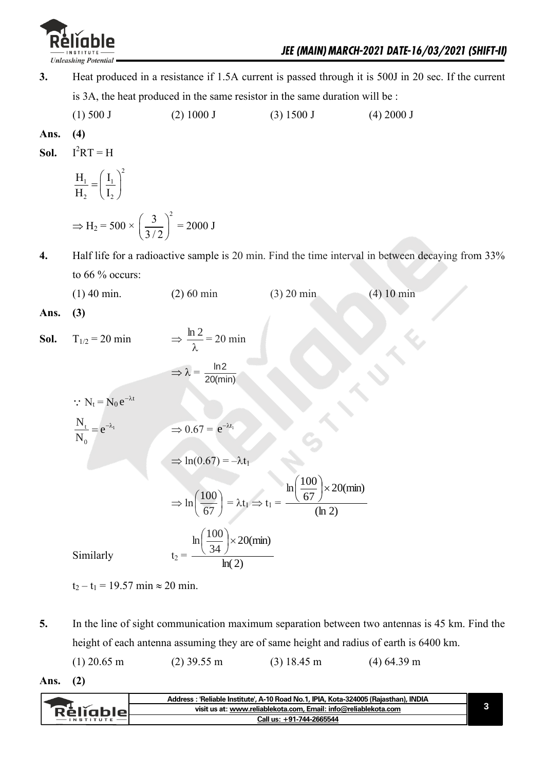**3.** Heat produced in a resistance if 1.5A current is passed through it is 500J in 20 sec. If the current is 3A, the heat produced in the same resistor in the same duration will be :

(1) 500 J (2) 1000 J (3) 1500 J (4) 2000 J

**Ans.** **(4)**

**Sol.** $I^2RT = H$

$$\frac{H_1}{H_2} = \left(\frac{I_1}{I_2}\right)^2$$

$$\Rightarrow H_2 = 500 \times \left(\frac{3}{3/2}\right)^2 = 2000 \text{ J}$$

**4.** Half life for a radioactive sample is 20 min. Find the time interval in between decaying from 33% to 66 % occurs:

(1) 40 min. (2) 60 min (3) 20 min (4) 10 min

**Ans.** **(3)**

**Sol.** $T_{1/2} = 20$ min $\Rightarrow \frac{\ln 2}{\lambda} = 20$ min

$$\Rightarrow \lambda = \frac{\ln 2}{20(\text{min})}$$

$\because N_t = N_0 e^{-\lambda t}$

$$\frac{N_t}{N_0} = e^{-\lambda_1} \qquad \Rightarrow 0.67 = e^{-\lambda t_1}$$

$$\Rightarrow \ln(0.67) = -\lambda t_1$$

$$\Rightarrow \ln\left(\frac{100}{67}\right) = \lambda t_1 \Rightarrow t_1 = \frac{\ln\left(\frac{100}{67}\right) \times 20(\text{min})}{(\ln 2)}$$

Similarly
$$t_2 = \frac{\ln\left(\frac{100}{34}\right) \times 20(\text{min})}{\ln(2)}$$

$t_2 - t_1 = 19.57$ min $\approx 20$ min.

**5.** In the line of sight communication maximum separation between two antennas is 45 km. Find the height of each antenna assuming they are of same height and radius of earth is 6400 km.

(1) 20.65 m (2) 39.55 m (3) 18.45 m (4) 64.39 m

**Ans.** **(2)**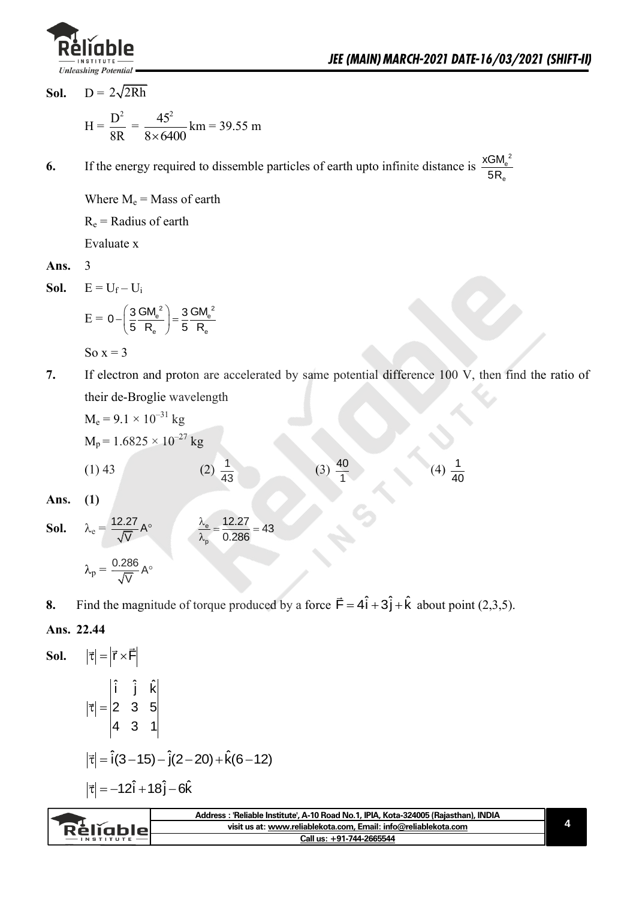**Sol.** $D = 2\sqrt{2Rh}$

$$H = \frac{D^2}{8R} = \frac{45^2}{8 \times 6400} \text{km} = 39.55 \text{ m}$$

**6.** If the energy required to dissemble particles of earth upto infinite distance is $\frac{xGM_e^{\ 2}}{5R_e}$

Where $M_e$ = Mass of earth

$R_e$ = Radius of earth

Evaluate x

**Ans.** 3

**Sol.** $E = U_f - U_i$

$$E = 0 - \left(\frac{3}{5}\frac{GM_e^{\ 2}}{R_e}\right) = \frac{3}{5}\frac{GM_e^{\ 2}}{R_e}$$

So $x = 3$

**7.** If electron and proton are accelerated by same potential difference 100 V, then find the ratio of their de-Broglie wavelength

$M_e = 9.1 \times 10^{-31}$ kg

$M_p = 1.6825 \times 10^{-27}$ kg

(1) 43 (2) $\frac{1}{43}$ (3) $\frac{40}{1}$ (4) $\frac{1}{40}$

**Ans.** **(1)**

**Sol.** $\lambda_e = \frac{12.27}{\sqrt{V}} A^\circ$ $\qquad \frac{\lambda_e}{\lambda_p} = \frac{12.27}{0.286} = 43$

$\lambda_p = \frac{0.286}{\sqrt{V}} A^\circ$

**8.** Find the magnitude of torque produced by a force $\vec{F} = 4\hat{i} + 3\hat{j} + \hat{k}$ about point (2,3,5).

**Ans. 22.44**

**Sol.** $|\vec{\tau}| = |\vec{r} \times \vec{F}|$

$$|\vec{\tau}| = \begin{vmatrix} \hat{i} & \hat{j} & \hat{k} \\ 2 & 3 & 5 \\ 4 & 3 & 1 \end{vmatrix}$$

$$|\vec{\tau}| = \hat{i}(3-15) - \hat{j}(2-20) + \hat{k}(6-12)$$

$$|\vec{\tau}| = -12\hat{i} + 18\hat{j} - 6\hat{k}$$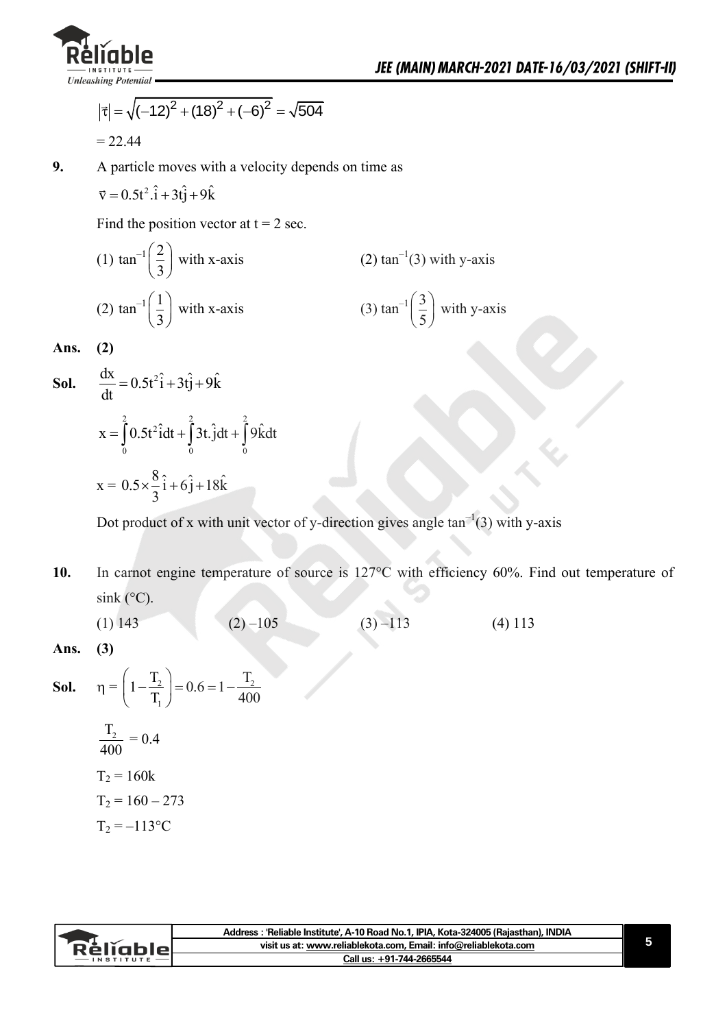$$|\vec{\tau}| = \sqrt{(-12)^2 + (18)^2 + (-6)^2} = \sqrt{504}$$

$= 22.44$

**9.** A particle moves with a velocity depends on time as

$\vec{v} = 0.5t^2.\hat{i} + 3t\hat{j} + 9\hat{k}$

Find the position vector at t = 2 sec.

(1) $\tan^{-1}\left(\frac{2}{3}\right)$ with x-axis

(2) $\tan^{-1}(3)$ with y-axis

(2) $\tan^{-1}\left(\frac{1}{3}\right)$ with x-axis

(3) $\tan^{-1}\left(\frac{3}{5}\right)$ with y-axis

**Ans. (2)**

**Sol.** $\frac{dx}{dt} = 0.5t^2\hat{i} + 3t\hat{j} + 9\hat{k}$

$$x = \int_0^2 0.5t^2\hat{i}dt + \int_0^2 3t.\hat{j}dt + \int_0^2 9\hat{k}dt$$

$$x = 0.5 \times \frac{8}{3}\hat{i} + 6\hat{j} + 18\hat{k}$$

Dot product of x with unit vector of y-direction gives angle $\tan^{-1}(3)$ with y-axis

**10.** In carnot engine temperature of source is 127°C with efficiency 60%. Find out temperature of sink (°C).

(1) 143 (2) –105 (3) –113 (4) 113

**Ans. (3)**

**Sol.** $\eta = \left(1 - \frac{T_2}{T_1}\right) = 0.6 = 1 - \frac{T_2}{400}$

$\frac{T_2}{400} = 0.4$

$T_2 = 160k$

$T_2 = 160 - 273$

$T_2 = -113°C$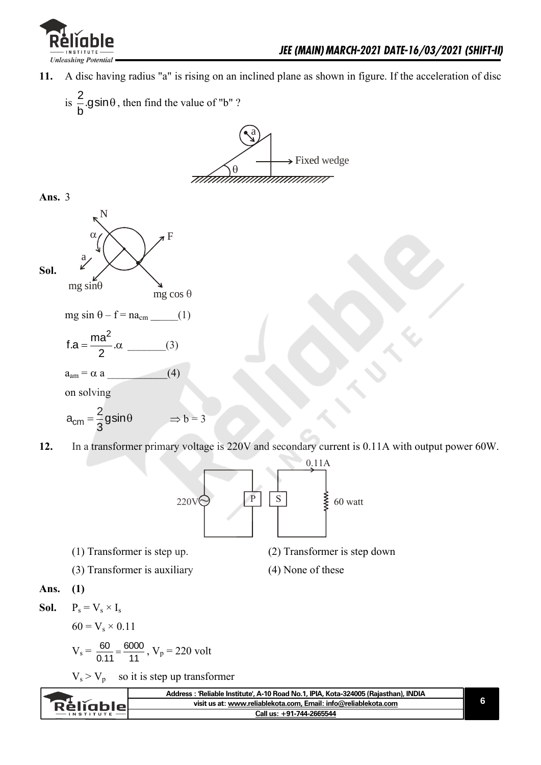**11.** A disc having radius "a" is rising on an inclined plane as shown in figure. If the acceleration of disc is $\frac{2}{b}.g\sin\theta$, then find the value of "b" ?

**Ans.** 3

**Sol.**

$mg\sin\theta - f = na_{cm}$ _____(1)

$f.a = \frac{ma^2}{2}.\alpha$ _______(3)

$a_{am} = \alpha\, a$ ___________(4)

on solving

$a_{cm} = \frac{2}{3}g\sin\theta \qquad \Rightarrow b = 3$

**12.** In a transformer primary voltage is 220V and secondary current is 0.11A with output power 60W.

(1) Transformer is step up.

(2) Transformer is step down

(3) Transformer is auxiliary

(4) None of these

**Ans.** **(1)**

**Sol.** $P_s = V_s \times I_s$

$60 = V_s \times 0.11$

$V_s = \frac{60}{0.11} = \frac{6000}{11}$, $V_p = 220$ volt

$V_s > V_p$ so it is step up transformer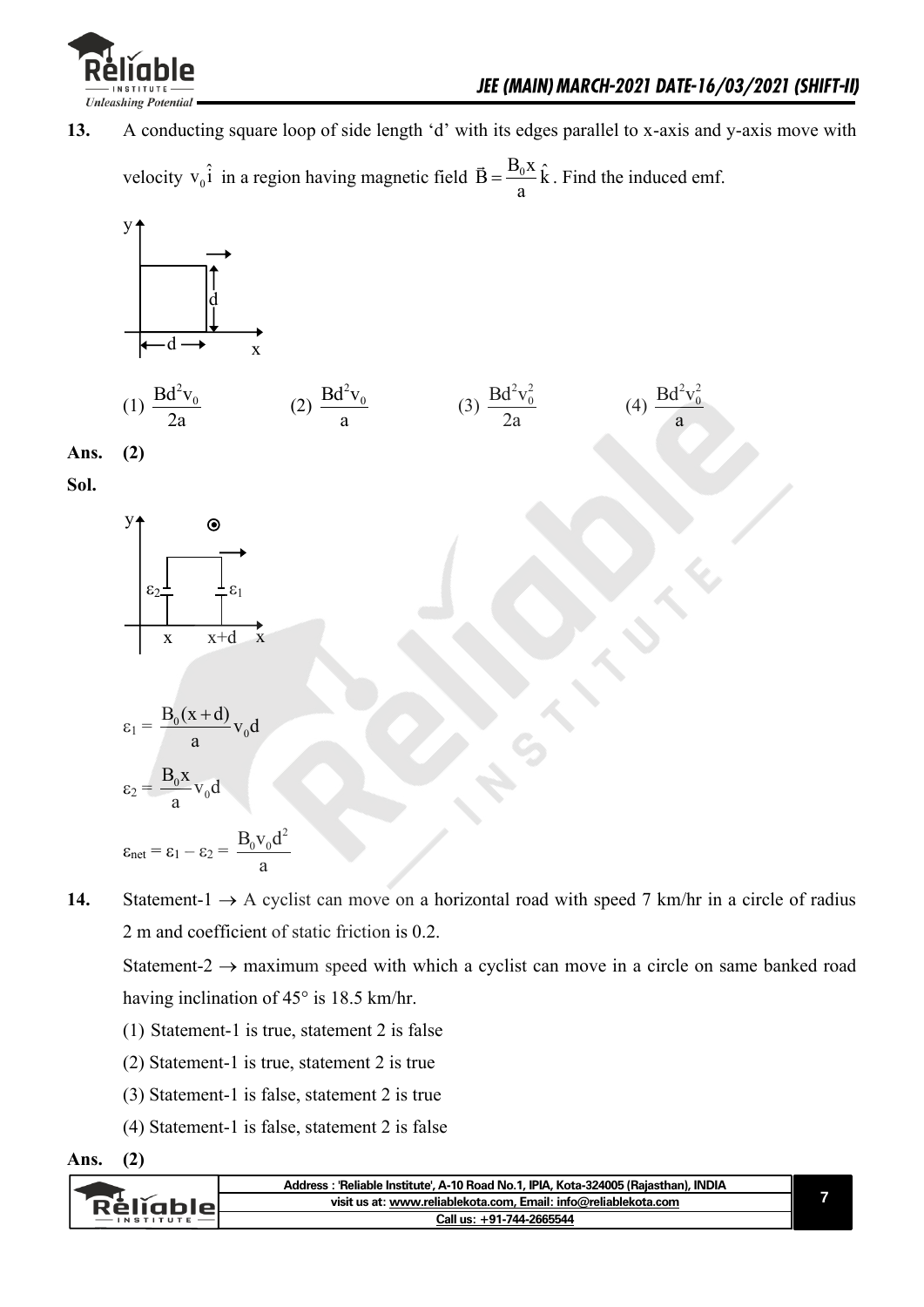**13.** A conducting square loop of side length 'd' with its edges parallel to x-axis and y-axis move with velocity $v_0\hat{i}$ in a region having magnetic field $\vec{B} = \frac{B_0 x}{a}\hat{k}$. Find the induced emf.

(1) $\frac{Bd^2v_0}{2a}$ (2) $\frac{Bd^2v_0}{a}$ (3) $\frac{Bd^2v_0^2}{2a}$ (4) $\frac{Bd^2v_0^2}{a}$

**Ans.** (2)

**Sol.**

$$\varepsilon_1 = \frac{B_0(x+d)}{a}v_0 d$$

$$\varepsilon_2 = \frac{B_0 x}{a}v_0 d$$

$$\varepsilon_{net} = \varepsilon_1 - \varepsilon_2 = \frac{B_0 v_0 d^2}{a}$$

**14.** Statement-1 → A cyclist can move on a horizontal road with speed 7 km/hr in a circle of radius 2 m and coefficient of static friction is 0.2.

Statement-2 → maximum speed with which a cyclist can move in a circle on same banked road having inclination of 45° is 18.5 km/hr.

(1) Statement-1 is true, statement 2 is false

(2) Statement-1 is true, statement 2 is true

(3) Statement-1 is false, statement 2 is true

(4) Statement-1 is false, statement 2 is false

**Ans.** (2)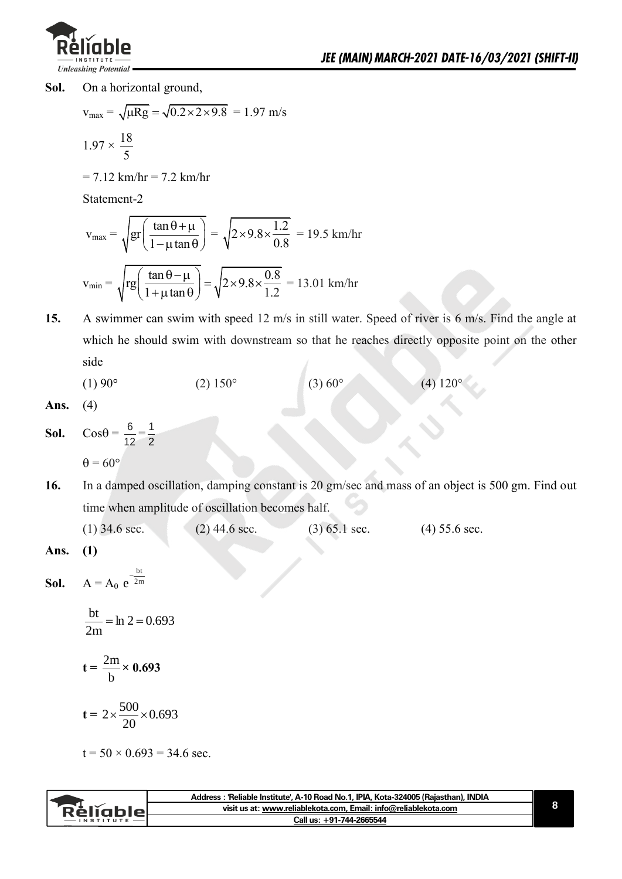**Sol.** On a horizontal ground,

$v_{max} = \sqrt{\mu R g} = \sqrt{0.2 \times 2 \times 9.8} = 1.97$ m/s

$1.97 \times \frac{18}{5}$

$= 7.12$ km/hr $= 7.2$ km/hr

Statement-2

$$v_{max} = \sqrt{gr\left(\frac{\tan\theta + \mu}{1 - \mu\tan\theta}\right)} = \sqrt{2 \times 9.8 \times \frac{1.2}{0.8}} = 19.5 \text{ km/hr}$$

$$v_{min} = \sqrt{rg\left(\frac{\tan\theta - \mu}{1 + \mu\tan\theta}\right)} = \sqrt{2 \times 9.8 \times \frac{0.8}{1.2}} = 13.01 \text{ km/hr}$$

**15.** A swimmer can swim with speed 12 m/s in still water. Speed of river is 6 m/s. Find the angle at which he should swim with downstream so that he reaches directly opposite point on the other side

(1) 90° (2) 150° (3) 60° (4) 120°

**Ans.** (4)

**Sol.** $\cos\theta = \frac{6}{12} = \frac{1}{2}$

$\theta = 60°$

**16.** In a damped oscillation, damping constant is 20 gm/sec and mass of an object is 500 gm. Find out time when amplitude of oscillation becomes half.

(1) 34.6 sec. (2) 44.6 sec. (3) 65.1 sec. (4) 55.6 sec.

**Ans.** **(1)**

**Sol.** $A = A_0 e^{-\frac{bt}{2m}}$

$$\frac{bt}{2m} = \ln 2 = 0.693$$

$$\mathbf{t} = \frac{2m}{b} \times \mathbf{0.693}$$

$$\mathbf{t} = 2 \times \frac{500}{20} \times 0.693$$

$t = 50 \times 0.693 = 34.6$ sec.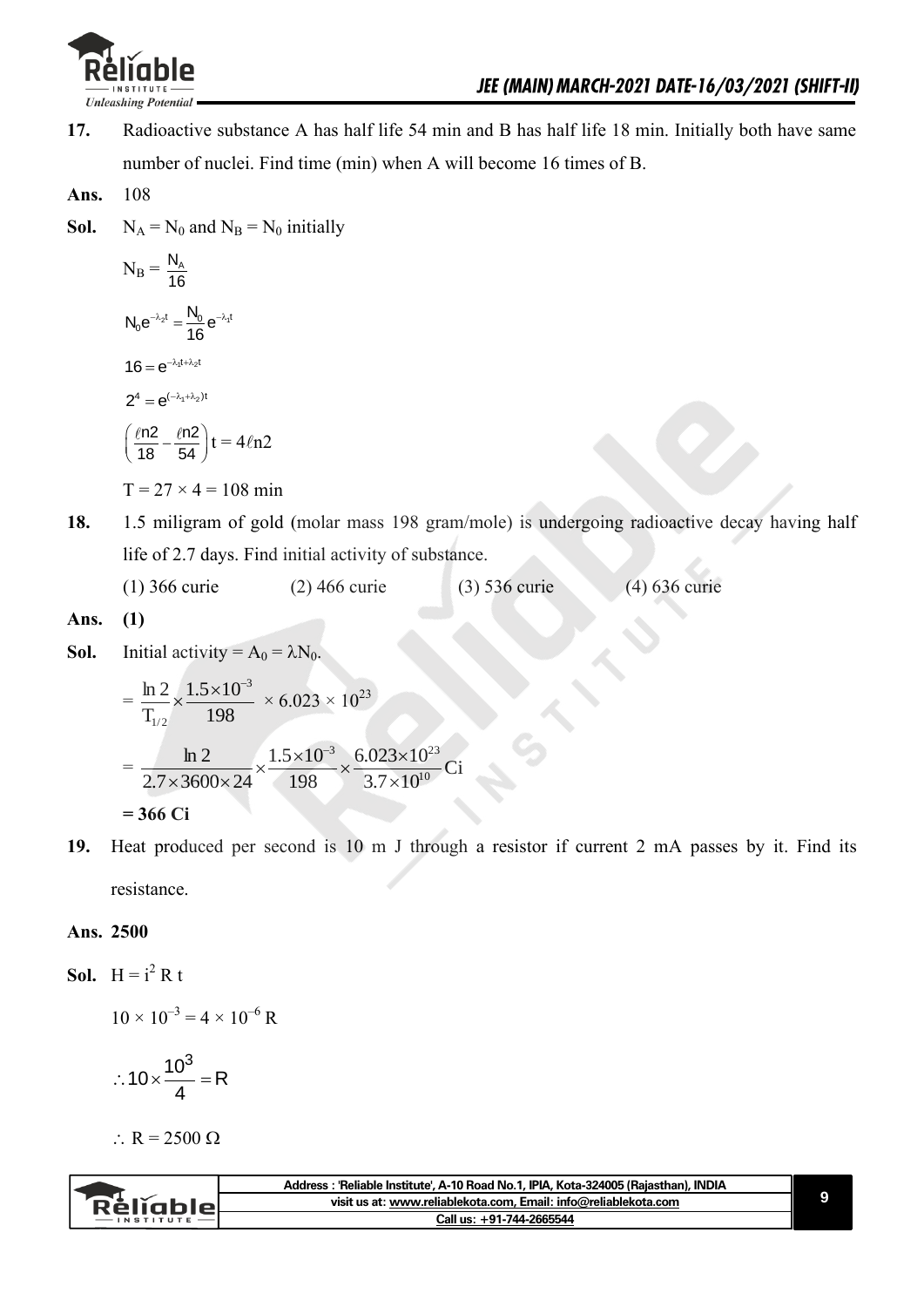**17.** Radioactive substance A has half life 54 min and B has half life 18 min. Initially both have same number of nuclei. Find time (min) when A will become 16 times of B.

**Ans.** 108

**Sol.** $N_A = N_0$ and $N_B = N_0$ initially

$$N_B = \frac{N_A}{16}$$

$$N_0 e^{-\lambda_2 t} = \frac{N_0}{16} e^{-\lambda_1 t}$$

$$16 = e^{-\lambda_1 t + \lambda_2 t}$$

$$2^4 = e^{(-\lambda_1 + \lambda_2)t}$$

$$\left(\frac{\ell n2}{18} - \frac{\ell n2}{54}\right) t = 4\ell n2$$

$T = 27 \times 4 = 108$ min

**18.** 1.5 miligram of gold (molar mass 198 gram/mole) is undergoing radioactive decay having half life of 2.7 days. Find initial activity of substance.

(1) 366 curie (2) 466 curie (3) 536 curie (4) 636 curie

**Ans.** **(1)**

**Sol.** Initial activity = $A_0 = \lambda N_0$.

$$= \frac{\ln 2}{T_{1/2}} \times \frac{1.5 \times 10^{-3}}{198} \times 6.023 \times 10^{23}$$

$$= \frac{\ln 2}{2.7 \times 3600 \times 24} \times \frac{1.5 \times 10^{-3}}{198} \times \frac{6.023 \times 10^{23}}{3.7 \times 10^{10}} \text{Ci}$$

**= 366 Ci**

**19.** Heat produced per second is 10 m J through a resistor if current 2 mA passes by it. Find its resistance.

**Ans. 2500**

**Sol.** $H = i^2 R t$

$$10 \times 10^{-3} = 4 \times 10^{-6} R$$

$$\therefore 10 \times \frac{10^3}{4} = R$$

$\therefore R = 2500\ \Omega$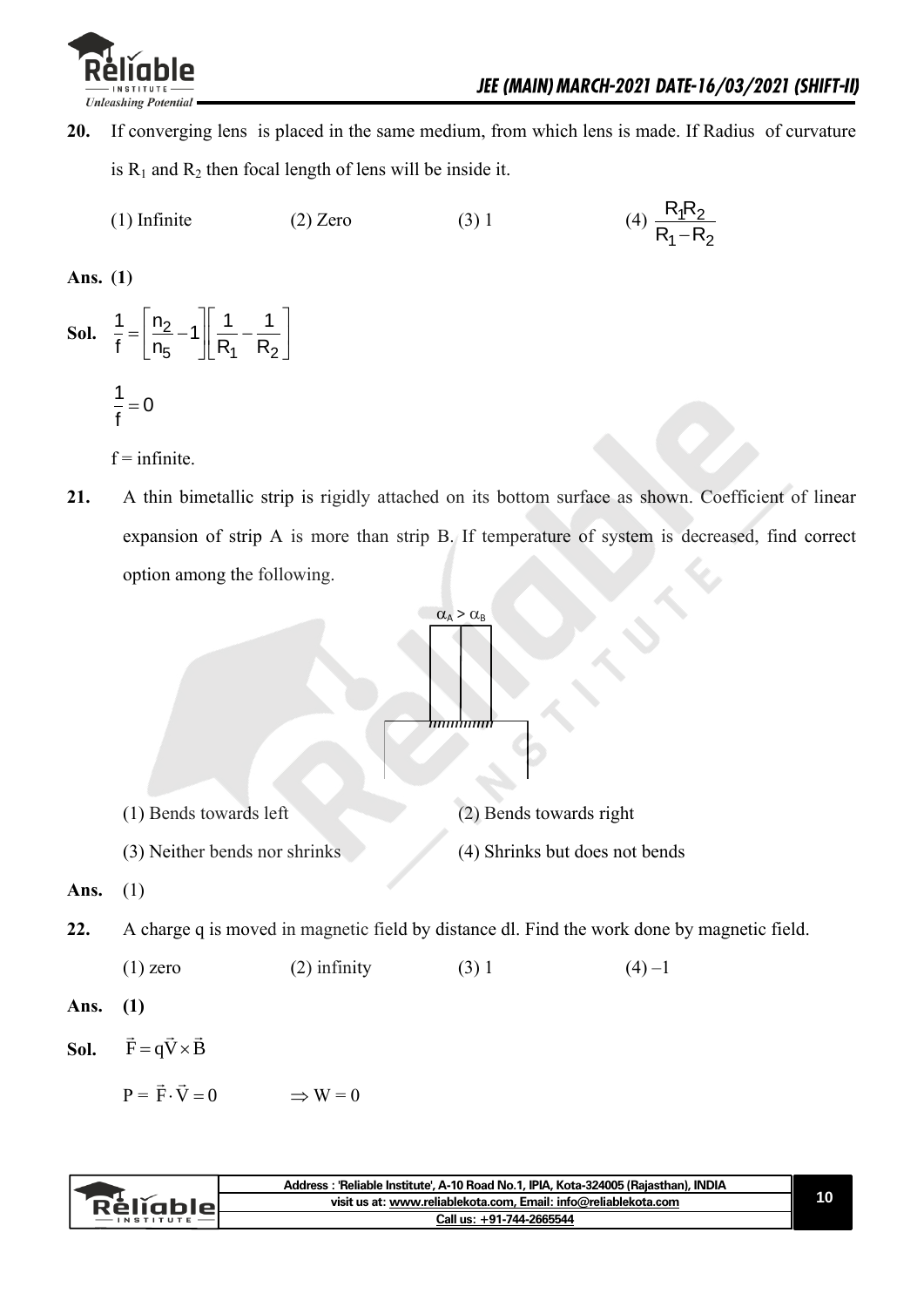**20.** If converging lens is placed in the same medium, from which lens is made. If Radius of curvature is $R_1$ and $R_2$ then focal length of lens will be inside it.

(1) Infinite (2) Zero (3) 1 (4) $\frac{R_1R_2}{R_1-R_2}$

**Ans. (1)**

**Sol.** $\frac{1}{f}=\left[\frac{n_2}{n_5}-1\right]\left[\frac{1}{R_1}-\frac{1}{R_2}\right]$

$\frac{1}{f}=0$

f = infinite.

**21.** A thin bimetallic strip is rigidly attached on its bottom surface as shown. Coefficient of linear expansion of strip A is more than strip B. If temperature of system is decreased, find correct option among the following.

$\alpha_A > \alpha_B$

(1) Bends towards left (2) Bends towards right

(3) Neither bends nor shrinks (4) Shrinks but does not bends

**Ans.** (1)

**22.** A charge q is moved in magnetic field by distance dl. Find the work done by magnetic field.

(1) zero (2) infinity (3) 1 (4) –1

**Ans. (1)**

**Sol.** $\vec{F}=q\vec{V}\times\vec{B}$

$P = \vec{F}\cdot\vec{V}=0 \quad \Rightarrow W = 0$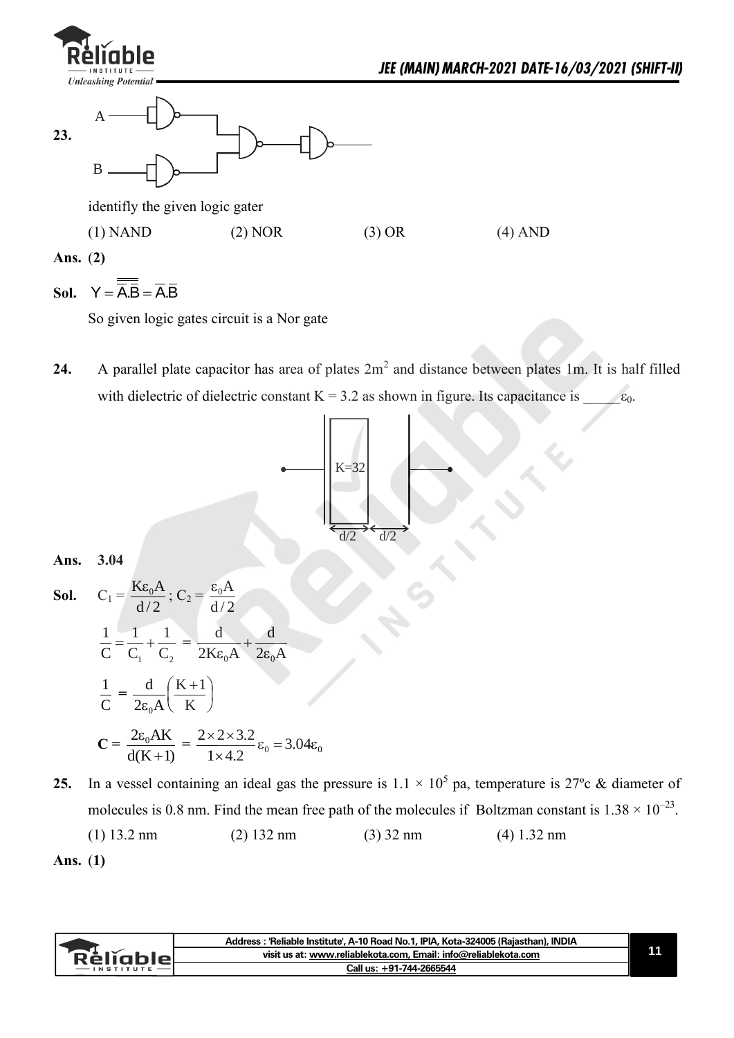**23.**

identifly the given logic gater

(1) NAND (2) NOR (3) OR (4) AND

**Ans.** (**2**)

**Sol.** $Y = \overline{\overline{\overline{A}.\overline{B}}} = \overline{A}.\overline{B}$

So given logic gates circuit is a Nor gate

**24.** A parallel plate capacitor has area of plates $2m^2$ and distance between plates 1m. It is half filled with dielectric of dielectric constant K = 3.2 as shown in figure. Its capacitance is _____$\varepsilon_0$.

K=32

d/2 d/2

**Ans. 3.04**

**Sol.** $C_1 = \dfrac{K\varepsilon_0 A}{d/2}$; $C_2 = \dfrac{\varepsilon_0 A}{d/2}$

$$\frac{1}{C} = \frac{1}{C_1} + \frac{1}{C_2} = \frac{d}{2K\varepsilon_0 A} + \frac{d}{2\varepsilon_0 A}$$

$$\frac{1}{C} = \frac{d}{2\varepsilon_0 A}\left(\frac{K+1}{K}\right)$$

$$\mathbf{C} = \frac{2\varepsilon_0 AK}{d(K+1)} = \frac{2\times 2\times 3.2}{1\times 4.2}\varepsilon_0 = 3.04\varepsilon_0$$

**25.** In a vessel containing an ideal gas the pressure is $1.1 \times 10^5$ pa, temperature is 27ºc & diameter of molecules is 0.8 nm. Find the mean free path of the molecules if Boltzman constant is $1.38 \times 10^{-23}$.

(1) 13.2 nm (2) 132 nm (3) 32 nm (4) 1.32 nm

**Ans.** (**1**)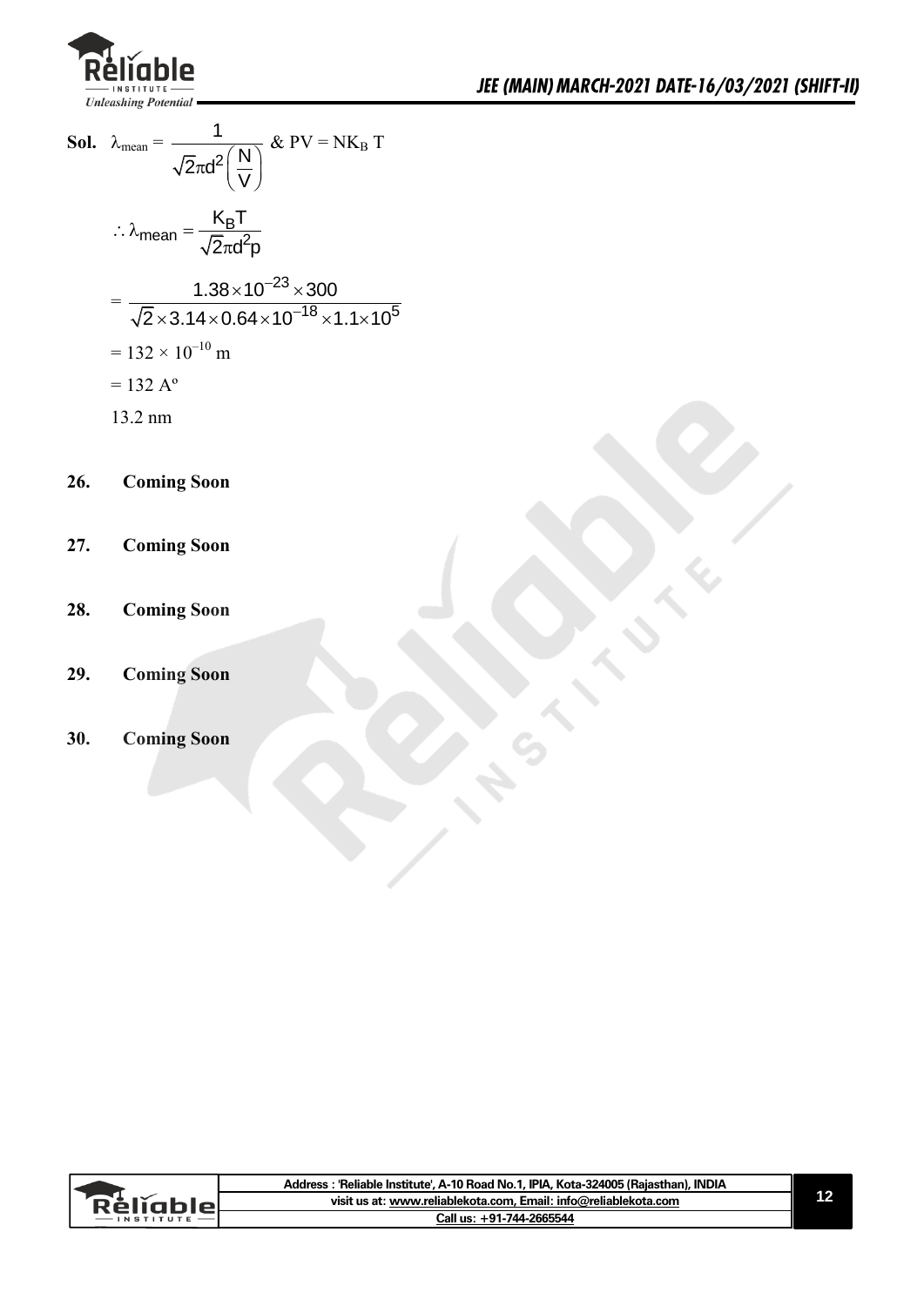**Sol.** $\lambda_{mean} = \dfrac{1}{\sqrt{2}\pi d^2\left(\dfrac{N}{V}\right)}$ & $PV = NK_B T$

$\therefore \lambda_{mean} = \dfrac{K_B T}{\sqrt{2}\pi d^2 p}$

$= \dfrac{1.38\times10^{-23}\times300}{\sqrt{2}\times3.14\times0.64\times10^{-18}\times1.1\times10^{5}}$

$= 132 \times 10^{-10}$ m

$= 132$ A°

13.2 nm

**26.** **Coming Soon**

**27.** **Coming Soon**

**28.** **Coming Soon**

**29.** **Coming Soon**

**30.** **Coming Soon**